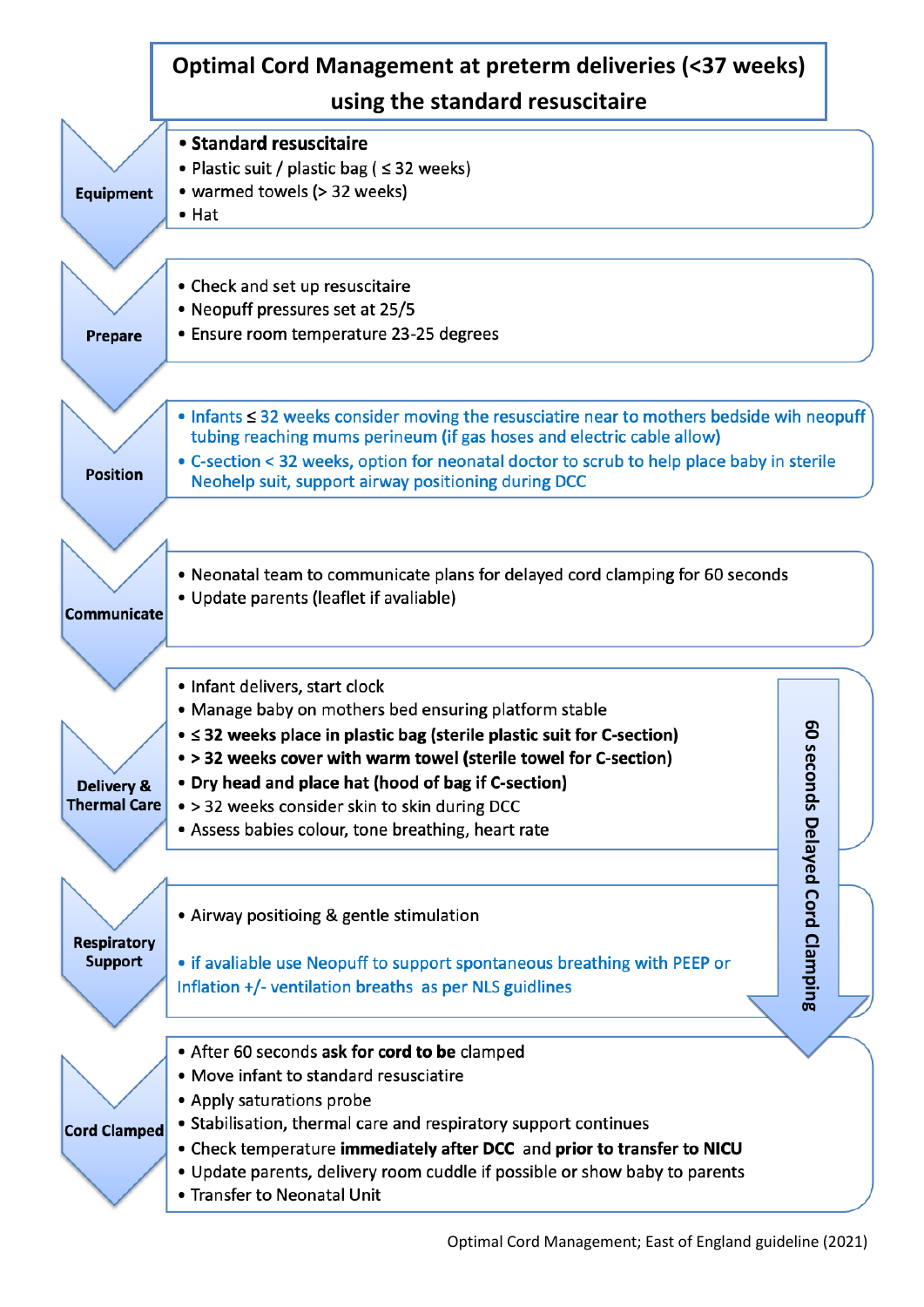# Optimal Cord Management at preterm deliveries (<37 weeks) using the standard resuscitaire

## Equipment

- **Standard resuscitaire**
- Plastic suit / plastic bag ( ≤ 32 weeks)
- warmed towels (> 32 weeks)
- Hat

## Prepare

- Check and set up resuscitaire
- Neopuff pressures set at 25/5
- Ensure room temperature 23-25 degrees

## Position

- Infants ≤ 32 weeks consider moving the resusciatire near to mothers bedside wih neopuff tubing reaching mums perineum (if gas hoses and electric cable allow)
- C-section < 32 weeks, option for neonatal doctor to scrub to help place baby in sterile Neohelp suit, support airway positioning during DCC

## Communicate

- Neonatal team to communicate plans for delayed cord clamping for 60 seconds
- Update parents (leaflet if avaliable)

## Delivery & Thermal Care

*60 seconds Delayed Cord Clamping*

- Infant delivers, start clock
- Manage baby on mothers bed ensuring platform stable
- **≤ 32 weeks place in plastic bag (sterile plastic suit for C-section)**
- **> 32 weeks cover with warm towel (sterile towel for C-section)**
- **Dry head and place hat (hood of bag if C-section)**
- > 32 weeks consider skin to skin during DCC
- Assess babies colour, tone breathing, heart rate

## Respiratory Support

- Airway positioing & gentle stimulation
- if avaliable use Neopuff to support spontaneous breathing with PEEP or Inflation +/- ventilation breaths as per NLS guildlines

## Cord Clamped

- After 60 seconds **ask for cord to be** clamped
- Move infant to standard resusciatire
- Apply saturations probe
- Stabilisation, thermal care and respiratory support continues
- Check temperature **immediately after DCC** and **prior to transfer to NICU**
- Update parents, delivery room cuddle if possible or show baby to parents
- Transfer to Neonatal Unit

Optimal Cord Management; East of England guideline (2021)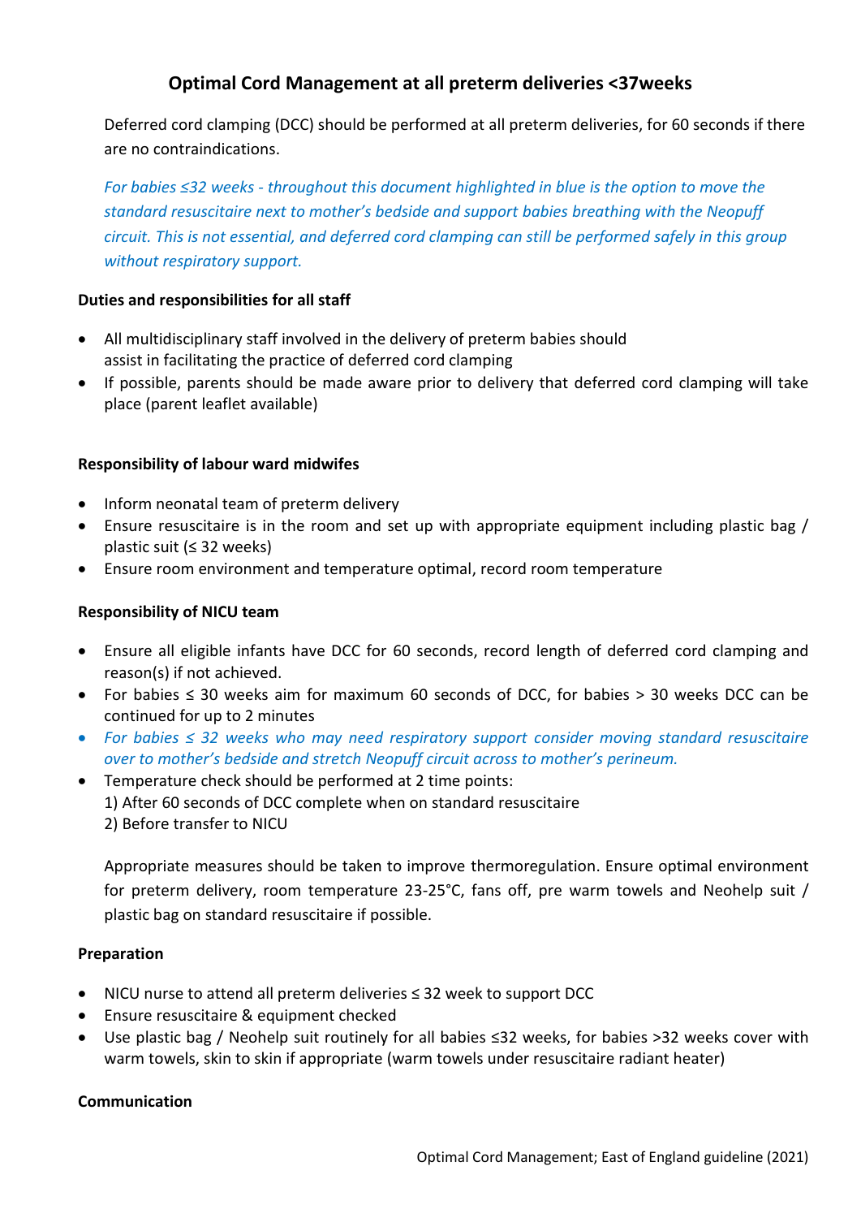## Optimal Cord Management at all preterm deliveries <37weeks

Deferred cord clamping (DCC) should be performed at all preterm deliveries, for 60 seconds if there are no contraindications.

*For babies ≤32 weeks - throughout this document highlighted in blue is the option to move the standard resuscitaire next to mother's bedside and support babies breathing with the Neopuff circuit. This is not essential, and deferred cord clamping can still be performed safely in this group without respiratory support.*

**Duties and responsibilities for all staff**

- All multidisciplinary staff involved in the delivery of preterm babies should assist in facilitating the practice of deferred cord clamping
- If possible, parents should be made aware prior to delivery that deferred cord clamping will take place (parent leaflet available)

**Responsibility of labour ward midwifes**

- Inform neonatal team of preterm delivery
- Ensure resuscitaire is in the room and set up with appropriate equipment including plastic bag / plastic suit (≤ 32 weeks)
- Ensure room environment and temperature optimal, record room temperature

**Responsibility of NICU team**

- Ensure all eligible infants have DCC for 60 seconds, record length of deferred cord clamping and reason(s) if not achieved.
- For babies ≤ 30 weeks aim for maximum 60 seconds of DCC, for babies > 30 weeks DCC can be continued for up to 2 minutes
- *For babies ≤ 32 weeks who may need respiratory support consider moving standard resuscitaire over to mother's bedside and stretch Neopuff circuit across to mother's perineum.*
- Temperature check should be performed at 2 time points:
  1) After 60 seconds of DCC complete when on standard resuscitaire
  2) Before transfer to NICU

  Appropriate measures should be taken to improve thermoregulation. Ensure optimal environment for preterm delivery, room temperature 23-25°C, fans off, pre warm towels and Neohelp suit / plastic bag on standard resuscitaire if possible.

**Preparation**

- NICU nurse to attend all preterm deliveries ≤ 32 week to support DCC
- Ensure resuscitaire & equipment checked
- Use plastic bag / Neohelp suit routinely for all babies ≤32 weeks, for babies >32 weeks cover with warm towels, skin to skin if appropriate (warm towels under resuscitaire radiant heater)

**Communication**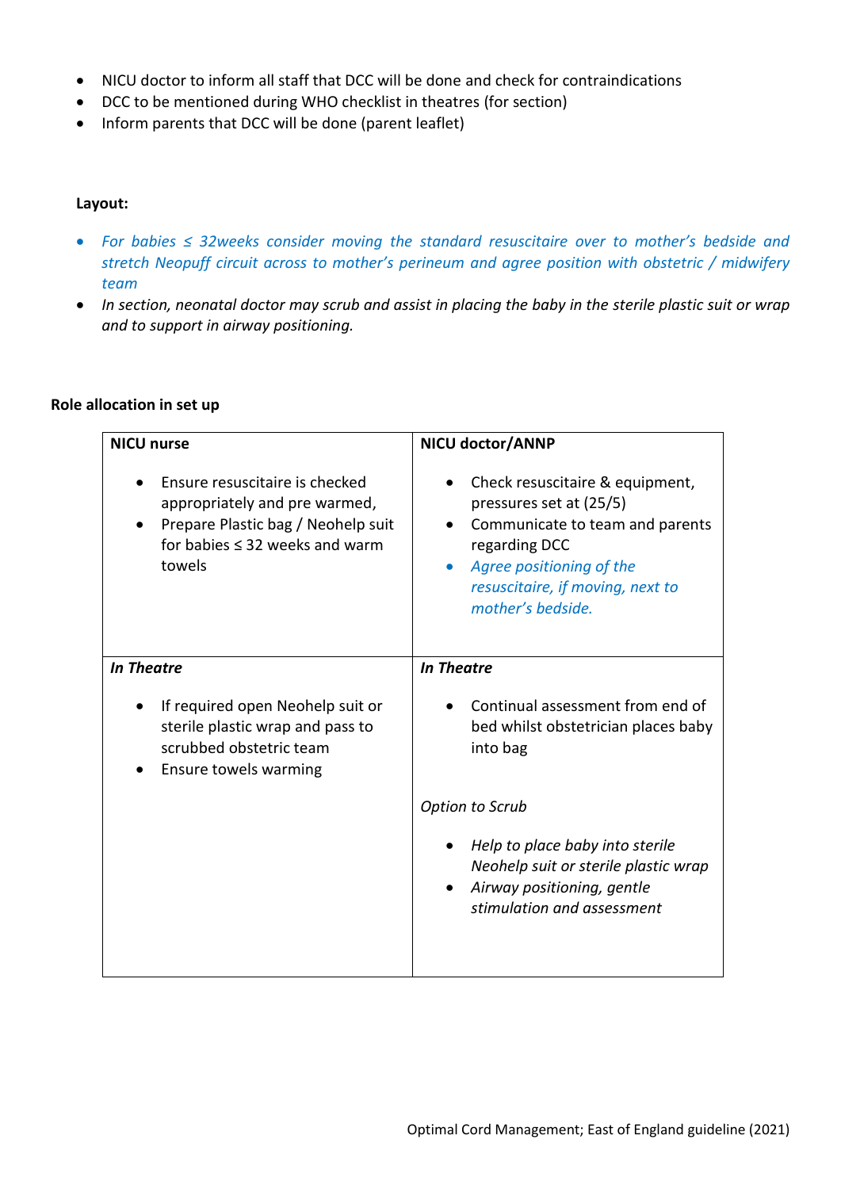- NICU doctor to inform all staff that DCC will be done and check for contraindications
- DCC to be mentioned during WHO checklist in theatres (for section)
- Inform parents that DCC will be done (parent leaflet)

**Layout:**

- *For babies ≤ 32weeks consider moving the standard resuscitaire over to mother's bedside and stretch Neopuff circuit across to mother's perineum and agree position with obstetric / midwifery team*
- *In section, neonatal doctor may scrub and assist in placing the baby in the sterile plastic suit or wrap and to support in airway positioning.*

**Role allocation in set up**

| **NICU nurse** | **NICU doctor/ANNP** |
|---|---|
| • Ensure resuscitaire is checked appropriately and pre warmed,<br>• Prepare Plastic bag / Neohelp suit for babies ≤ 32 weeks and warm towels | • Check resuscitaire & equipment, pressures set at (25/5)<br>• Communicate to team and parents regarding DCC<br>• *Agree positioning of the resuscitaire, if moving, next to mother's bedside.* |
| ***In Theatre***<br><br>• If required open Neohelp suit or sterile plastic wrap and pass to scrubbed obstetric team<br>• Ensure towels warming | ***In Theatre***<br><br>• Continual assessment from end of bed whilst obstetrician places baby into bag<br><br>*Option to Scrub*<br><br>• *Help to place baby into sterile Neohelp suit or sterile plastic wrap*<br>• *Airway positioning, gentle stimulation and assessment* |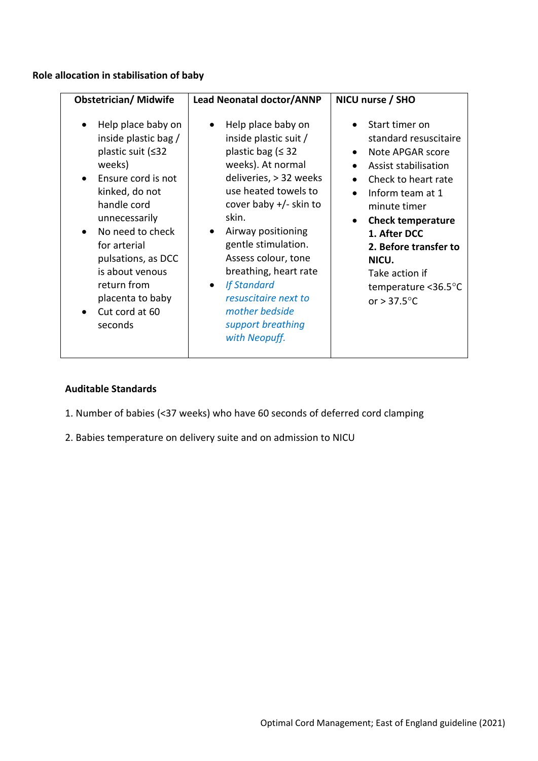**Role allocation in stabilisation of baby**

| Obstetrician/ Midwife | Lead Neonatal doctor/ANNP | NICU nurse / SHO |
|---|---|---|
| • Help place baby on inside plastic bag / plastic suit (≤32 weeks)<br>• Ensure cord is not kinked, do not handle cord unnecessarily<br>• No need to check for arterial pulsations, as DCC is about venous return from placenta to baby<br>• Cut cord at 60 seconds | • Help place baby on inside plastic suit / plastic bag (≤ 32 weeks). At normal deliveries, > 32 weeks use heated towels to cover baby +/- skin to skin.<br>• Airway positioning gentle stimulation. Assess colour, tone breathing, heart rate<br>• *If Standard resuscitaire next to mother bedside support breathing with Neopuff.* | • Start timer on standard resuscitaire<br>• Note APGAR score<br>• Assist stabilisation<br>• Check to heart rate<br>• Inform team at 1 minute timer<br>• **Check temperature 1. After DCC 2. Before transfer to NICU.** Take action if temperature <36.5°C or > 37.5°C |

**Auditable Standards**

1. Number of babies (<37 weeks) who have 60 seconds of deferred cord clamping

2. Babies temperature on delivery suite and on admission to NICU

Optimal Cord Management; East of England guideline (2021)